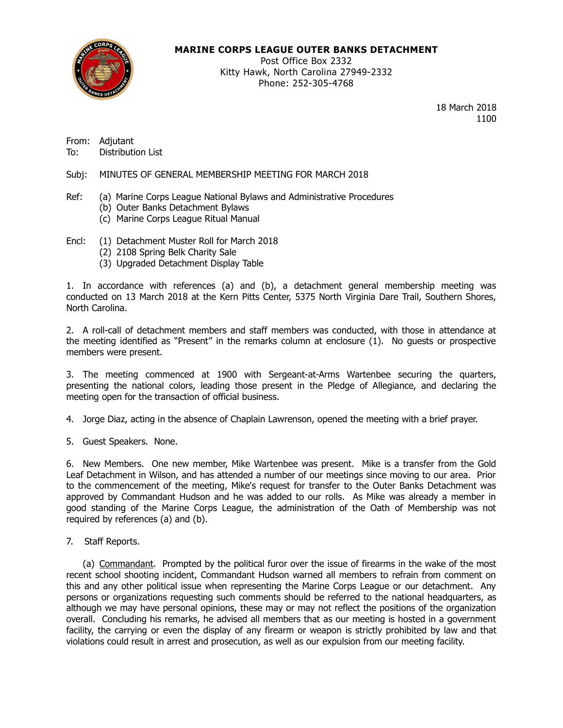**MARINE CORPS LEAGUE OUTER BANKS DETACHMENT**
Post Office Box 2332
Kitty Hawk, North Carolina 27949-2332
Phone: 252-305-4768

18 March 2018
1100

From: Adjutant
To: Distribution List

Subj: MINUTES OF GENERAL MEMBERSHIP MEETING FOR MARCH 2018

Ref: (a) Marine Corps League National Bylaws and Administrative Procedures
(b) Outer Banks Detachment Bylaws
(c) Marine Corps League Ritual Manual

Encl: (1) Detachment Muster Roll for March 2018
(2) 2108 Spring Belk Charity Sale
(3) Upgraded Detachment Display Table

1. In accordance with references (a) and (b), a detachment general membership meeting was conducted on 13 March 2018 at the Kern Pitts Center, 5375 North Virginia Dare Trail, Southern Shores, North Carolina.

2. A roll-call of detachment members and staff members was conducted, with those in attendance at the meeting identified as "Present" in the remarks column at enclosure (1). No guests or prospective members were present.

3. The meeting commenced at 1900 with Sergeant-at-Arms Wartenbee securing the quarters, presenting the national colors, leading those present in the Pledge of Allegiance, and declaring the meeting open for the transaction of official business.

4. Jorge Diaz, acting in the absence of Chaplain Lawrenson, opened the meeting with a brief prayer.

5. Guest Speakers. None.

6. New Members. One new member, Mike Wartenbee was present. Mike is a transfer from the Gold Leaf Detachment in Wilson, and has attended a number of our meetings since moving to our area. Prior to the commencement of the meeting, Mike's request for transfer to the Outer Banks Detachment was approved by Commandant Hudson and he was added to our rolls. As Mike was already a member in good standing of the Marine Corps League, the administration of the Oath of Membership was not required by references (a) and (b).

7. Staff Reports.

(a) Commandant. Prompted by the political furor over the issue of firearms in the wake of the most recent school shooting incident, Commandant Hudson warned all members to refrain from comment on this and any other political issue when representing the Marine Corps League or our detachment. Any persons or organizations requesting such comments should be referred to the national headquarters, as although we may have personal opinions, these may or may not reflect the positions of the organization overall. Concluding his remarks, he advised all members that as our meeting is hosted in a government facility, the carrying or even the display of any firearm or weapon is strictly prohibited by law and that violations could result in arrest and prosecution, as well as our expulsion from our meeting facility.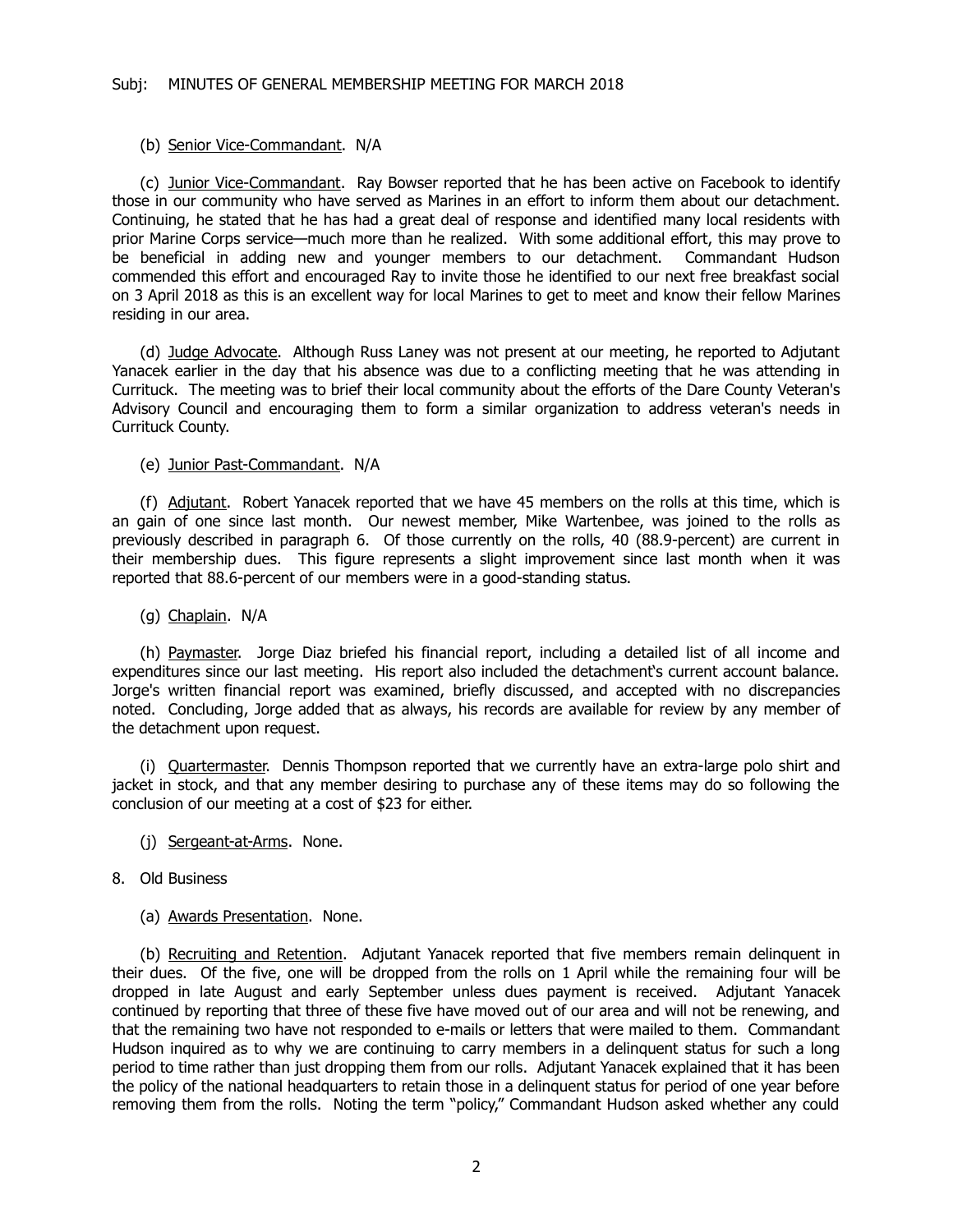Subj: MINUTES OF GENERAL MEMBERSHIP MEETING FOR MARCH 2018

(b) Senior Vice-Commandant. N/A

(c) Junior Vice-Commandant. Ray Bowser reported that he has been active on Facebook to identify those in our community who have served as Marines in an effort to inform them about our detachment. Continuing, he stated that he has had a great deal of response and identified many local residents with prior Marine Corps service—much more than he realized. With some additional effort, this may prove to be beneficial in adding new and younger members to our detachment. Commandant Hudson commended this effort and encouraged Ray to invite those he identified to our next free breakfast social on 3 April 2018 as this is an excellent way for local Marines to get to meet and know their fellow Marines residing in our area.

(d) Judge Advocate. Although Russ Laney was not present at our meeting, he reported to Adjutant Yanacek earlier in the day that his absence was due to a conflicting meeting that he was attending in Currituck. The meeting was to brief their local community about the efforts of the Dare County Veteran's Advisory Council and encouraging them to form a similar organization to address veteran's needs in Currituck County.

(e) Junior Past-Commandant. N/A

(f) Adjutant. Robert Yanacek reported that we have 45 members on the rolls at this time, which is an gain of one since last month. Our newest member, Mike Wartenbee, was joined to the rolls as previously described in paragraph 6. Of those currently on the rolls, 40 (88.9-percent) are current in their membership dues. This figure represents a slight improvement since last month when it was reported that 88.6-percent of our members were in a good-standing status.

(g) Chaplain. N/A

(h) Paymaster. Jorge Diaz briefed his financial report, including a detailed list of all income and expenditures since our last meeting. His report also included the detachment's current account balance. Jorge's written financial report was examined, briefly discussed, and accepted with no discrepancies noted. Concluding, Jorge added that as always, his records are available for review by any member of the detachment upon request.

(i) Quartermaster. Dennis Thompson reported that we currently have an extra-large polo shirt and jacket in stock, and that any member desiring to purchase any of these items may do so following the conclusion of our meeting at a cost of $23 for either.

(j) Sergeant-at-Arms. None.

8. Old Business

(a) Awards Presentation. None.

(b) Recruiting and Retention. Adjutant Yanacek reported that five members remain delinquent in their dues. Of the five, one will be dropped from the rolls on 1 April while the remaining four will be dropped in late August and early September unless dues payment is received. Adjutant Yanacek continued by reporting that three of these five have moved out of our area and will not be renewing, and that the remaining two have not responded to e-mails or letters that were mailed to them. Commandant Hudson inquired as to why we are continuing to carry members in a delinquent status for such a long period to time rather than just dropping them from our rolls. Adjutant Yanacek explained that it has been the policy of the national headquarters to retain those in a delinquent status for period of one year before removing them from the rolls. Noting the term "policy," Commandant Hudson asked whether any could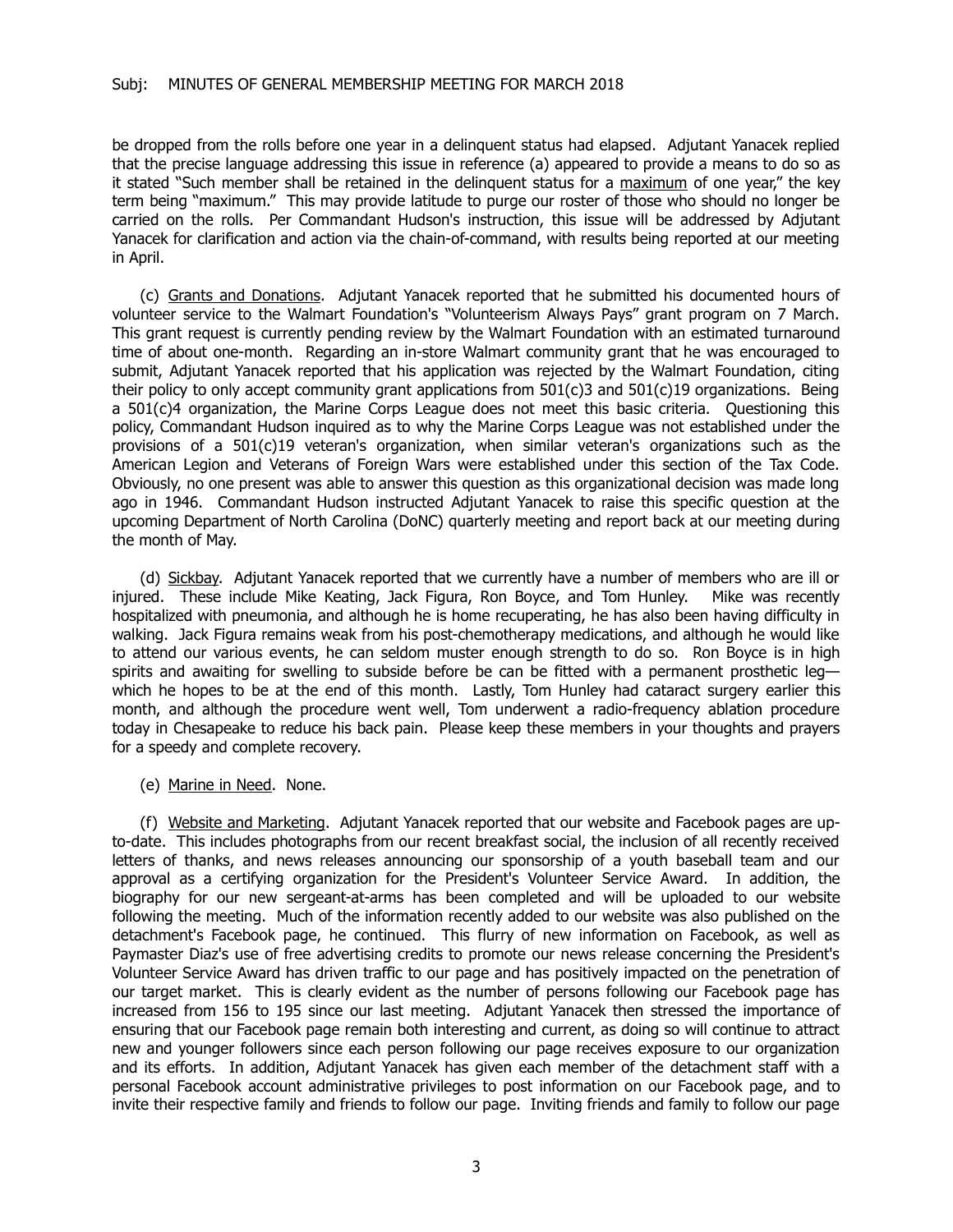be dropped from the rolls before one year in a delinquent status had elapsed. Adjutant Yanacek replied that the precise language addressing this issue in reference (a) appeared to provide a means to do so as it stated "Such member shall be retained in the delinquent status for a maximum of one year," the key term being "maximum." This may provide latitude to purge our roster of those who should no longer be carried on the rolls. Per Commandant Hudson's instruction, this issue will be addressed by Adjutant Yanacek for clarification and action via the chain-of-command, with results being reported at our meeting in April.

(c) Grants and Donations. Adjutant Yanacek reported that he submitted his documented hours of volunteer service to the Walmart Foundation's "Volunteerism Always Pays" grant program on 7 March. This grant request is currently pending review by the Walmart Foundation with an estimated turnaround time of about one-month. Regarding an in-store Walmart community grant that he was encouraged to submit, Adjutant Yanacek reported that his application was rejected by the Walmart Foundation, citing their policy to only accept community grant applications from 501(c)3 and 501(c)19 organizations. Being a 501(c)4 organization, the Marine Corps League does not meet this basic criteria. Questioning this policy, Commandant Hudson inquired as to why the Marine Corps League was not established under the provisions of a 501(c)19 veteran's organization, when similar veteran's organizations such as the American Legion and Veterans of Foreign Wars were established under this section of the Tax Code. Obviously, no one present was able to answer this question as this organizational decision was made long ago in 1946. Commandant Hudson instructed Adjutant Yanacek to raise this specific question at the upcoming Department of North Carolina (DoNC) quarterly meeting and report back at our meeting during the month of May.

(d) Sickbay. Adjutant Yanacek reported that we currently have a number of members who are ill or injured. These include Mike Keating, Jack Figura, Ron Boyce, and Tom Hunley. Mike was recently hospitalized with pneumonia, and although he is home recuperating, he has also been having difficulty in walking. Jack Figura remains weak from his post-chemotherapy medications, and although he would like to attend our various events, he can seldom muster enough strength to do so. Ron Boyce is in high spirits and awaiting for swelling to subside before be can be fitted with a permanent prosthetic leg—which he hopes to be at the end of this month. Lastly, Tom Hunley had cataract surgery earlier this month, and although the procedure went well, Tom underwent a radio-frequency ablation procedure today in Chesapeake to reduce his back pain. Please keep these members in your thoughts and prayers for a speedy and complete recovery.

(e) Marine in Need. None.

(f) Website and Marketing. Adjutant Yanacek reported that our website and Facebook pages are up-to-date. This includes photographs from our recent breakfast social, the inclusion of all recently received letters of thanks, and news releases announcing our sponsorship of a youth baseball team and our approval as a certifying organization for the President's Volunteer Service Award. In addition, the biography for our new sergeant-at-arms has been completed and will be uploaded to our website following the meeting. Much of the information recently added to our website was also published on the detachment's Facebook page, he continued. This flurry of new information on Facebook, as well as Paymaster Diaz's use of free advertising credits to promote our news release concerning the President's Volunteer Service Award has driven traffic to our page and has positively impacted on the penetration of our target market. This is clearly evident as the number of persons following our Facebook page has increased from 156 to 195 since our last meeting. Adjutant Yanacek then stressed the importance of ensuring that our Facebook page remain both interesting and current, as doing so will continue to attract new and younger followers since each person following our page receives exposure to our organization and its efforts. In addition, Adjutant Yanacek has given each member of the detachment staff with a personal Facebook account administrative privileges to post information on our Facebook page, and to invite their respective family and friends to follow our page. Inviting friends and family to follow our page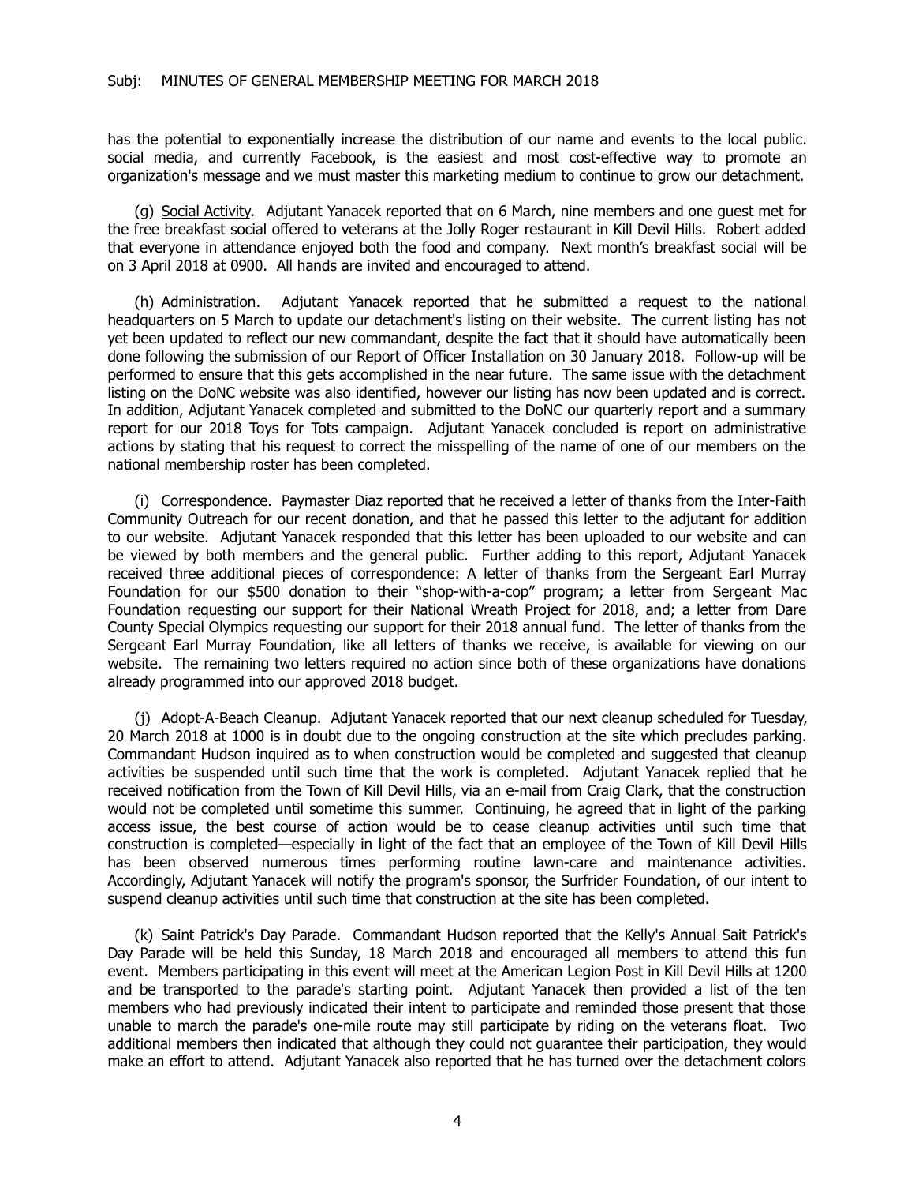has the potential to exponentially increase the distribution of our name and events to the local public. social media, and currently Facebook, is the easiest and most cost-effective way to promote an organization's message and we must master this marketing medium to continue to grow our detachment.

(g) Social Activity. Adjutant Yanacek reported that on 6 March, nine members and one guest met for the free breakfast social offered to veterans at the Jolly Roger restaurant in Kill Devil Hills. Robert added that everyone in attendance enjoyed both the food and company. Next month's breakfast social will be on 3 April 2018 at 0900. All hands are invited and encouraged to attend.

(h) Administration. Adjutant Yanacek reported that he submitted a request to the national headquarters on 5 March to update our detachment's listing on their website. The current listing has not yet been updated to reflect our new commandant, despite the fact that it should have automatically been done following the submission of our Report of Officer Installation on 30 January 2018. Follow-up will be performed to ensure that this gets accomplished in the near future. The same issue with the detachment listing on the DoNC website was also identified, however our listing has now been updated and is correct. In addition, Adjutant Yanacek completed and submitted to the DoNC our quarterly report and a summary report for our 2018 Toys for Tots campaign. Adjutant Yanacek concluded is report on administrative actions by stating that his request to correct the misspelling of the name of one of our members on the national membership roster has been completed.

(i) Correspondence. Paymaster Diaz reported that he received a letter of thanks from the Inter-Faith Community Outreach for our recent donation, and that he passed this letter to the adjutant for addition to our website. Adjutant Yanacek responded that this letter has been uploaded to our website and can be viewed by both members and the general public. Further adding to this report, Adjutant Yanacek received three additional pieces of correspondence: A letter of thanks from the Sergeant Earl Murray Foundation for our $500 donation to their "shop-with-a-cop" program; a letter from Sergeant Mac Foundation requesting our support for their National Wreath Project for 2018, and; a letter from Dare County Special Olympics requesting our support for their 2018 annual fund. The letter of thanks from the Sergeant Earl Murray Foundation, like all letters of thanks we receive, is available for viewing on our website. The remaining two letters required no action since both of these organizations have donations already programmed into our approved 2018 budget.

(j) Adopt-A-Beach Cleanup. Adjutant Yanacek reported that our next cleanup scheduled for Tuesday, 20 March 2018 at 1000 is in doubt due to the ongoing construction at the site which precludes parking. Commandant Hudson inquired as to when construction would be completed and suggested that cleanup activities be suspended until such time that the work is completed. Adjutant Yanacek replied that he received notification from the Town of Kill Devil Hills, via an e-mail from Craig Clark, that the construction would not be completed until sometime this summer. Continuing, he agreed that in light of the parking access issue, the best course of action would be to cease cleanup activities until such time that construction is completed—especially in light of the fact that an employee of the Town of Kill Devil Hills has been observed numerous times performing routine lawn-care and maintenance activities. Accordingly, Adjutant Yanacek will notify the program's sponsor, the Surfrider Foundation, of our intent to suspend cleanup activities until such time that construction at the site has been completed.

(k) Saint Patrick's Day Parade. Commandant Hudson reported that the Kelly's Annual Sait Patrick's Day Parade will be held this Sunday, 18 March 2018 and encouraged all members to attend this fun event. Members participating in this event will meet at the American Legion Post in Kill Devil Hills at 1200 and be transported to the parade's starting point. Adjutant Yanacek then provided a list of the ten members who had previously indicated their intent to participate and reminded those present that those unable to march the parade's one-mile route may still participate by riding on the veterans float. Two additional members then indicated that although they could not guarantee their participation, they would make an effort to attend. Adjutant Yanacek also reported that he has turned over the detachment colors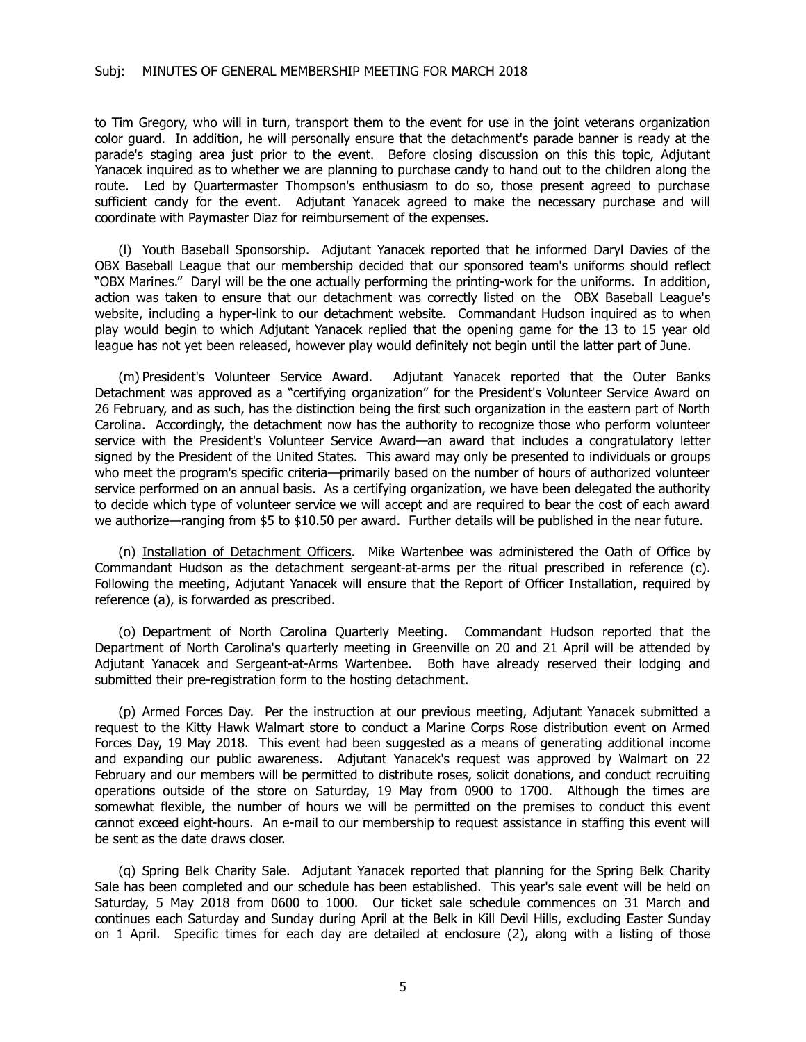to Tim Gregory, who will in turn, transport them to the event for use in the joint veterans organization color guard. In addition, he will personally ensure that the detachment's parade banner is ready at the parade's staging area just prior to the event. Before closing discussion on this this topic, Adjutant Yanacek inquired as to whether we are planning to purchase candy to hand out to the children along the route. Led by Quartermaster Thompson's enthusiasm to do so, those present agreed to purchase sufficient candy for the event. Adjutant Yanacek agreed to make the necessary purchase and will coordinate with Paymaster Diaz for reimbursement of the expenses.

(l) <u>Youth Baseball Sponsorship</u>. Adjutant Yanacek reported that he informed Daryl Davies of the OBX Baseball League that our membership decided that our sponsored team's uniforms should reflect "OBX Marines." Daryl will be the one actually performing the printing-work for the uniforms. In addition, action was taken to ensure that our detachment was correctly listed on the OBX Baseball League's website, including a hyper-link to our detachment website. Commandant Hudson inquired as to when play would begin to which Adjutant Yanacek replied that the opening game for the 13 to 15 year old league has not yet been released, however play would definitely not begin until the latter part of June.

(m) <u>President's Volunteer Service Award</u>. Adjutant Yanacek reported that the Outer Banks Detachment was approved as a "certifying organization" for the President's Volunteer Service Award on 26 February, and as such, has the distinction being the first such organization in the eastern part of North Carolina. Accordingly, the detachment now has the authority to recognize those who perform volunteer service with the President's Volunteer Service Award—an award that includes a congratulatory letter signed by the President of the United States. This award may only be presented to individuals or groups who meet the program's specific criteria—primarily based on the number of hours of authorized volunteer service performed on an annual basis. As a certifying organization, we have been delegated the authority to decide which type of volunteer service we will accept and are required to bear the cost of each award we authorize—ranging from $5 to $10.50 per award. Further details will be published in the near future.

(n) <u>Installation of Detachment Officers</u>. Mike Wartenbee was administered the Oath of Office by Commandant Hudson as the detachment sergeant-at-arms per the ritual prescribed in reference (c). Following the meeting, Adjutant Yanacek will ensure that the Report of Officer Installation, required by reference (a), is forwarded as prescribed.

(o) <u>Department of North Carolina Quarterly Meeting</u>. Commandant Hudson reported that the Department of North Carolina's quarterly meeting in Greenville on 20 and 21 April will be attended by Adjutant Yanacek and Sergeant-at-Arms Wartenbee. Both have already reserved their lodging and submitted their pre-registration form to the hosting detachment.

(p) <u>Armed Forces Day</u>. Per the instruction at our previous meeting, Adjutant Yanacek submitted a request to the Kitty Hawk Walmart store to conduct a Marine Corps Rose distribution event on Armed Forces Day, 19 May 2018. This event had been suggested as a means of generating additional income and expanding our public awareness. Adjutant Yanacek's request was approved by Walmart on 22 February and our members will be permitted to distribute roses, solicit donations, and conduct recruiting operations outside of the store on Saturday, 19 May from 0900 to 1700. Although the times are somewhat flexible, the number of hours we will be permitted on the premises to conduct this event cannot exceed eight-hours. An e-mail to our membership to request assistance in staffing this event will be sent as the date draws closer.

(q) <u>Spring Belk Charity Sale</u>. Adjutant Yanacek reported that planning for the Spring Belk Charity Sale has been completed and our schedule has been established. This year's sale event will be held on Saturday, 5 May 2018 from 0600 to 1000. Our ticket sale schedule commences on 31 March and continues each Saturday and Sunday during April at the Belk in Kill Devil Hills, excluding Easter Sunday on 1 April. Specific times for each day are detailed at enclosure (2), along with a listing of those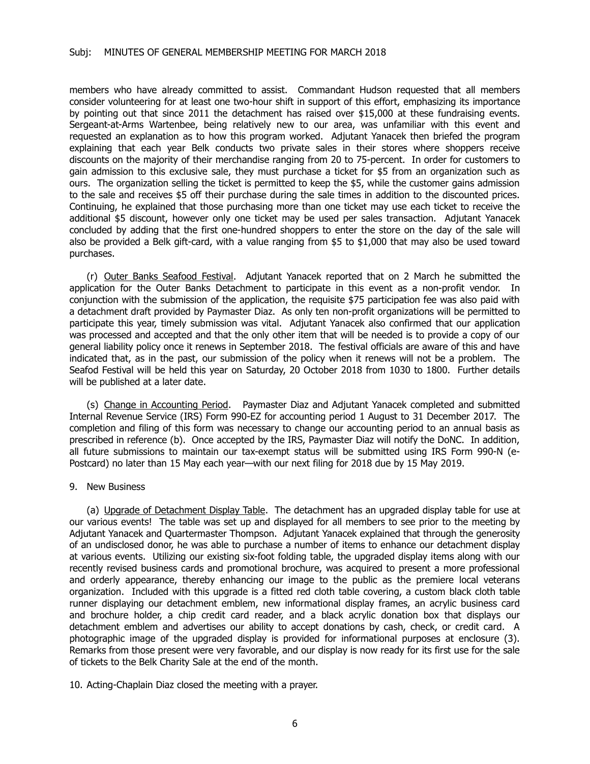members who have already committed to assist. Commandant Hudson requested that all members consider volunteering for at least one two-hour shift in support of this effort, emphasizing its importance by pointing out that since 2011 the detachment has raised over $15,000 at these fundraising events. Sergeant-at-Arms Wartenbee, being relatively new to our area, was unfamiliar with this event and requested an explanation as to how this program worked. Adjutant Yanacek then briefed the program explaining that each year Belk conducts two private sales in their stores where shoppers receive discounts on the majority of their merchandise ranging from 20 to 75-percent. In order for customers to gain admission to this exclusive sale, they must purchase a ticket for $5 from an organization such as ours. The organization selling the ticket is permitted to keep the $5, while the customer gains admission to the sale and receives $5 off their purchase during the sale times in addition to the discounted prices. Continuing, he explained that those purchasing more than one ticket may use each ticket to receive the additional $5 discount, however only one ticket may be used per sales transaction. Adjutant Yanacek concluded by adding that the first one-hundred shoppers to enter the store on the day of the sale will also be provided a Belk gift-card, with a value ranging from $5 to $1,000 that may also be used toward purchases.

(r) Outer Banks Seafood Festival. Adjutant Yanacek reported that on 2 March he submitted the application for the Outer Banks Detachment to participate in this event as a non-profit vendor. In conjunction with the submission of the application, the requisite $75 participation fee was also paid with a detachment draft provided by Paymaster Diaz. As only ten non-profit organizations will be permitted to participate this year, timely submission was vital. Adjutant Yanacek also confirmed that our application was processed and accepted and that the only other item that will be needed is to provide a copy of our general liability policy once it renews in September 2018. The festival officials are aware of this and have indicated that, as in the past, our submission of the policy when it renews will not be a problem. The Seafod Festival will be held this year on Saturday, 20 October 2018 from 1030 to 1800. Further details will be published at a later date.

(s) Change in Accounting Period. Paymaster Diaz and Adjutant Yanacek completed and submitted Internal Revenue Service (IRS) Form 990-EZ for accounting period 1 August to 31 December 2017. The completion and filing of this form was necessary to change our accounting period to an annual basis as prescribed in reference (b). Once accepted by the IRS, Paymaster Diaz will notify the DoNC. In addition, all future submissions to maintain our tax-exempt status will be submitted using IRS Form 990-N (e-Postcard) no later than 15 May each year—with our next filing for 2018 due by 15 May 2019.

9. New Business

(a) Upgrade of Detachment Display Table. The detachment has an upgraded display table for use at our various events! The table was set up and displayed for all members to see prior to the meeting by Adjutant Yanacek and Quartermaster Thompson. Adjutant Yanacek explained that through the generosity of an undisclosed donor, he was able to purchase a number of items to enhance our detachment display at various events. Utilizing our existing six-foot folding table, the upgraded display items along with our recently revised business cards and promotional brochure, was acquired to present a more professional and orderly appearance, thereby enhancing our image to the public as the premiere local veterans organization. Included with this upgrade is a fitted red cloth table covering, a custom black cloth table runner displaying our detachment emblem, new informational display frames, an acrylic business card and brochure holder, a chip credit card reader, and a black acrylic donation box that displays our detachment emblem and advertises our ability to accept donations by cash, check, or credit card. A photographic image of the upgraded display is provided for informational purposes at enclosure (3). Remarks from those present were very favorable, and our display is now ready for its first use for the sale of tickets to the Belk Charity Sale at the end of the month.

10. Acting-Chaplain Diaz closed the meeting with a prayer.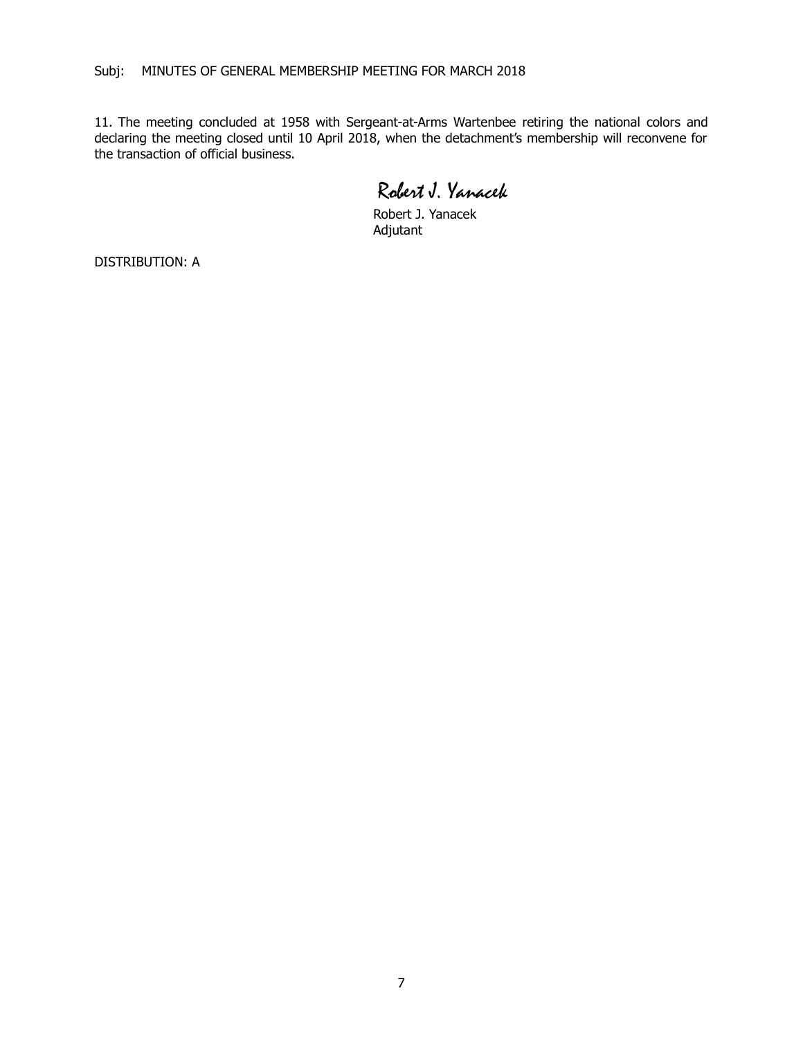Subj: MINUTES OF GENERAL MEMBERSHIP MEETING FOR MARCH 2018

11. The meeting concluded at 1958 with Sergeant-at-Arms Wartenbee retiring the national colors and declaring the meeting closed until 10 April 2018, when the detachment's membership will reconvene for the transaction of official business.

*Robert J. Yanacek*

Robert J. Yanacek
Adjutant

DISTRIBUTION: A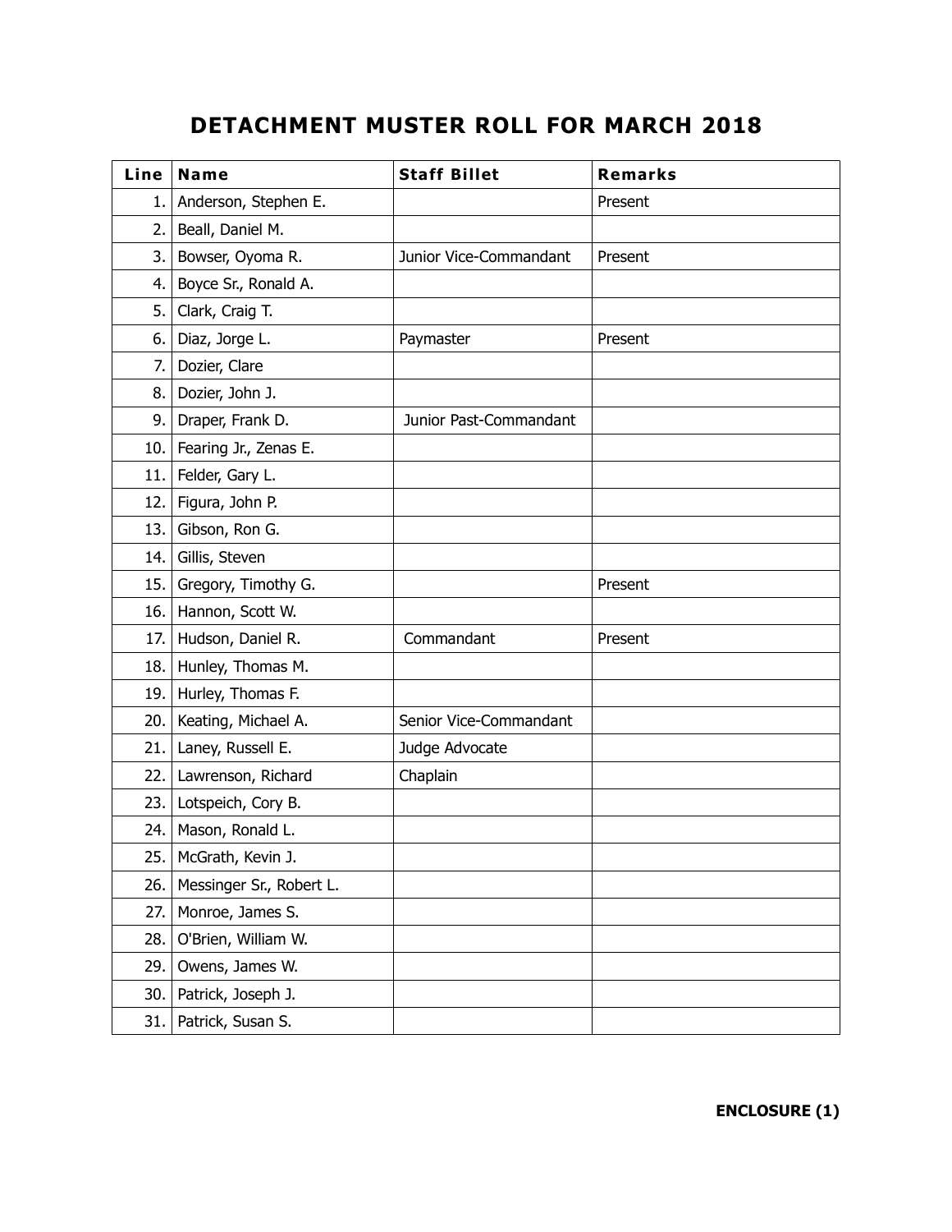# DETACHMENT MUSTER ROLL FOR MARCH 2018

| Line | Name | Staff Billet | Remarks |
|---|---|---|---|
| 1. | Anderson, Stephen E. | | Present |
| 2. | Beall, Daniel M. | | |
| 3. | Bowser, Oyoma R. | Junior Vice-Commandant | Present |
| 4. | Boyce Sr., Ronald A. | | |
| 5. | Clark, Craig T. | | |
| 6. | Diaz, Jorge L. | Paymaster | Present |
| 7. | Dozier, Clare | | |
| 8. | Dozier, John J. | | |
| 9. | Draper, Frank D. | Junior Past-Commandant | |
| 10. | Fearing Jr., Zenas E. | | |
| 11. | Felder, Gary L. | | |
| 12. | Figura, John P. | | |
| 13. | Gibson, Ron G. | | |
| 14. | Gillis, Steven | | |
| 15. | Gregory, Timothy G. | | Present |
| 16. | Hannon, Scott W. | | |
| 17. | Hudson, Daniel R. | Commandant | Present |
| 18. | Hunley, Thomas M. | | |
| 19. | Hurley, Thomas F. | | |
| 20. | Keating, Michael A. | Senior Vice-Commandant | |
| 21. | Laney, Russell E. | Judge Advocate | |
| 22. | Lawrenson, Richard | Chaplain | |
| 23. | Lotspeich, Cory B. | | |
| 24. | Mason, Ronald L. | | |
| 25. | McGrath, Kevin J. | | |
| 26. | Messinger Sr., Robert L. | | |
| 27. | Monroe, James S. | | |
| 28. | O'Brien, William W. | | |
| 29. | Owens, James W. | | |
| 30. | Patrick, Joseph J. | | |
| 31. | Patrick, Susan S. | | |

**ENCLOSURE (1)**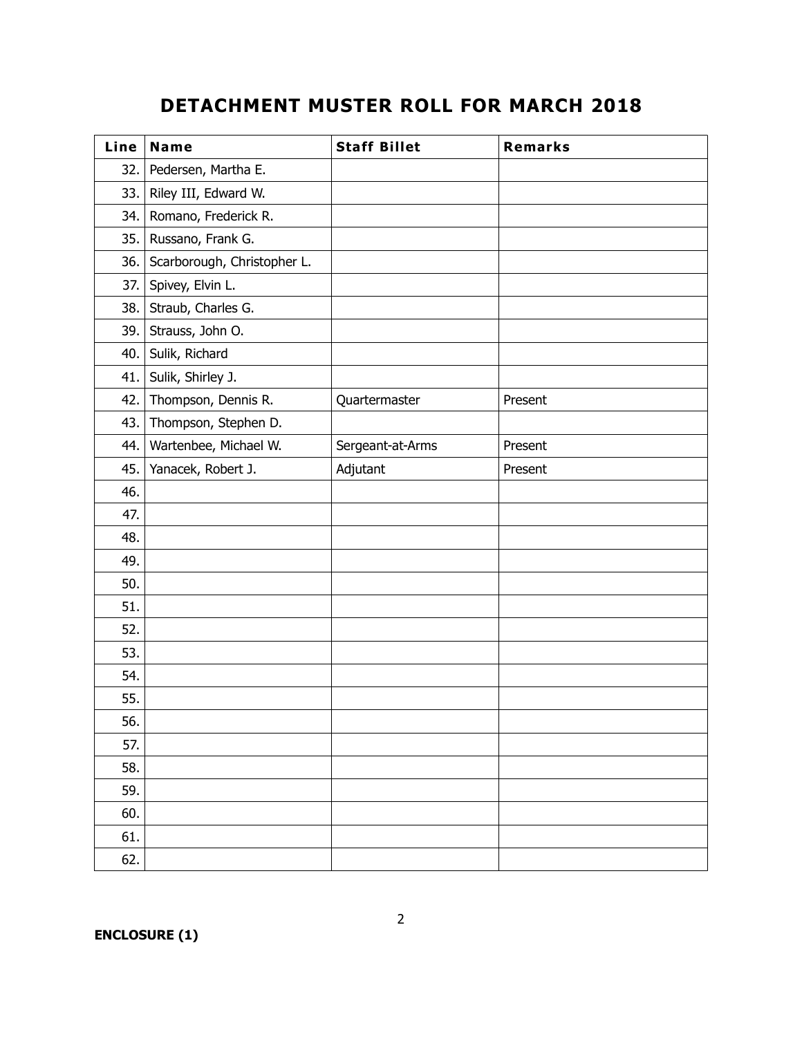# DETACHMENT MUSTER ROLL FOR MARCH 2018

| Line | Name | Staff Billet | Remarks |
|---|---|---|---|
| 32. | Pedersen, Martha E. | | |
| 33. | Riley III, Edward W. | | |
| 34. | Romano, Frederick R. | | |
| 35. | Russano, Frank G. | | |
| 36. | Scarborough, Christopher L. | | |
| 37. | Spivey, Elvin L. | | |
| 38. | Straub, Charles G. | | |
| 39. | Strauss, John O. | | |
| 40. | Sulik, Richard | | |
| 41. | Sulik, Shirley J. | | |
| 42. | Thompson, Dennis R. | Quartermaster | Present |
| 43. | Thompson, Stephen D. | | |
| 44. | Wartenbee, Michael W. | Sergeant-at-Arms | Present |
| 45. | Yanacek, Robert J. | Adjutant | Present |
| 46. | | | |
| 47. | | | |
| 48. | | | |
| 49. | | | |
| 50. | | | |
| 51. | | | |
| 52. | | | |
| 53. | | | |
| 54. | | | |
| 55. | | | |
| 56. | | | |
| 57. | | | |
| 58. | | | |
| 59. | | | |
| 60. | | | |
| 61. | | | |
| 62. | | | |

**ENCLOSURE (1)**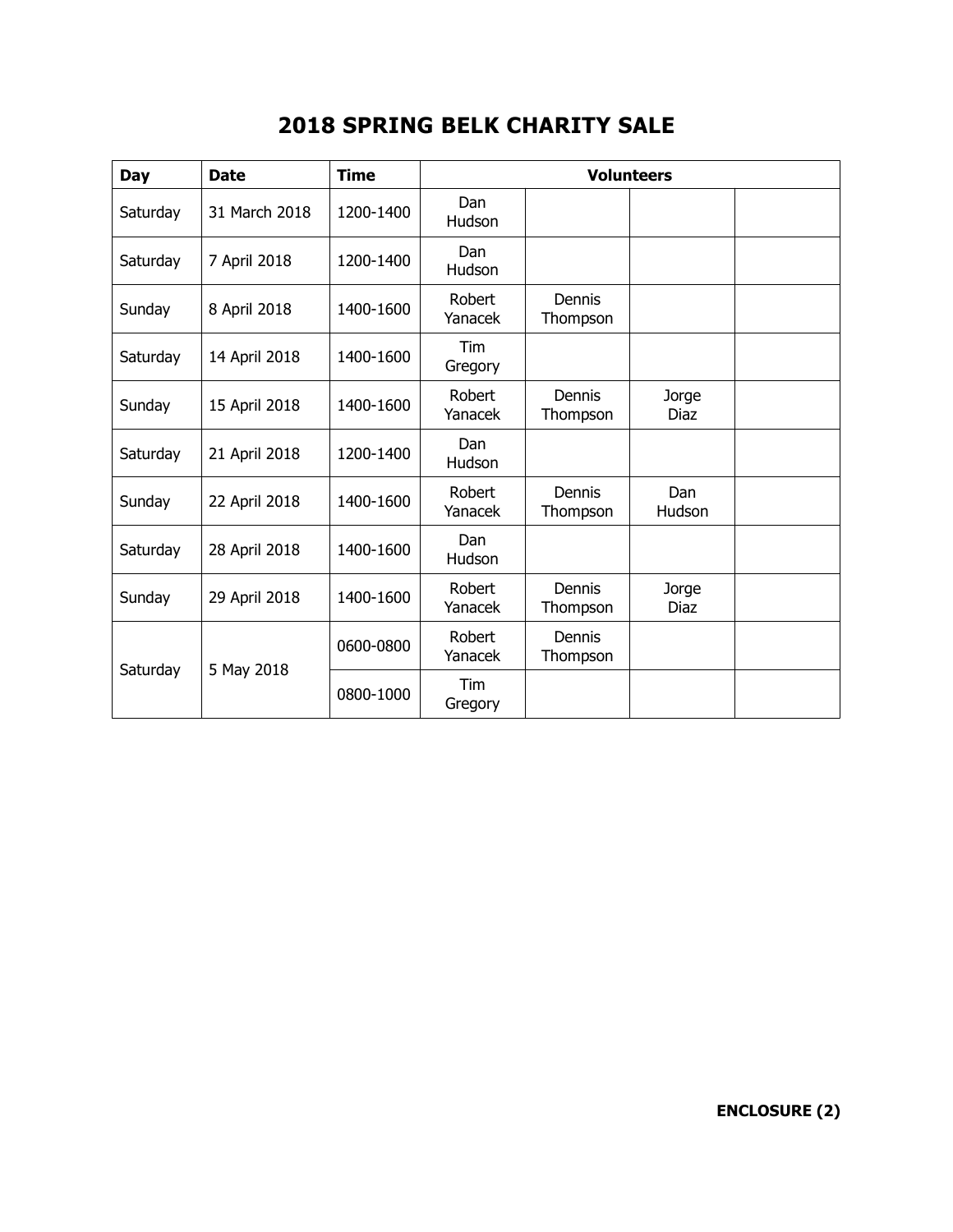# 2018 SPRING BELK CHARITY SALE

| Day | Date | Time | Volunteers | | | |
|---|---|---|---|---|---|---|
| Saturday | 31 March 2018 | 1200-1400 | Dan Hudson | | | |
| Saturday | 7 April 2018 | 1200-1400 | Dan Hudson | | | |
| Sunday | 8 April 2018 | 1400-1600 | Robert Yanacek | Dennis Thompson | | |
| Saturday | 14 April 2018 | 1400-1600 | Tim Gregory | | | |
| Sunday | 15 April 2018 | 1400-1600 | Robert Yanacek | Dennis Thompson | Jorge Diaz | |
| Saturday | 21 April 2018 | 1200-1400 | Dan Hudson | | | |
| Sunday | 22 April 2018 | 1400-1600 | Robert Yanacek | Dennis Thompson | Dan Hudson | |
| Saturday | 28 April 2018 | 1400-1600 | Dan Hudson | | | |
| Sunday | 29 April 2018 | 1400-1600 | Robert Yanacek | Dennis Thompson | Jorge Diaz | |
| Saturday | 5 May 2018 | 0600-0800 | Robert Yanacek | Dennis Thompson | | |
| | | 0800-1000 | Tim Gregory | | | |

**ENCLOSURE (2)**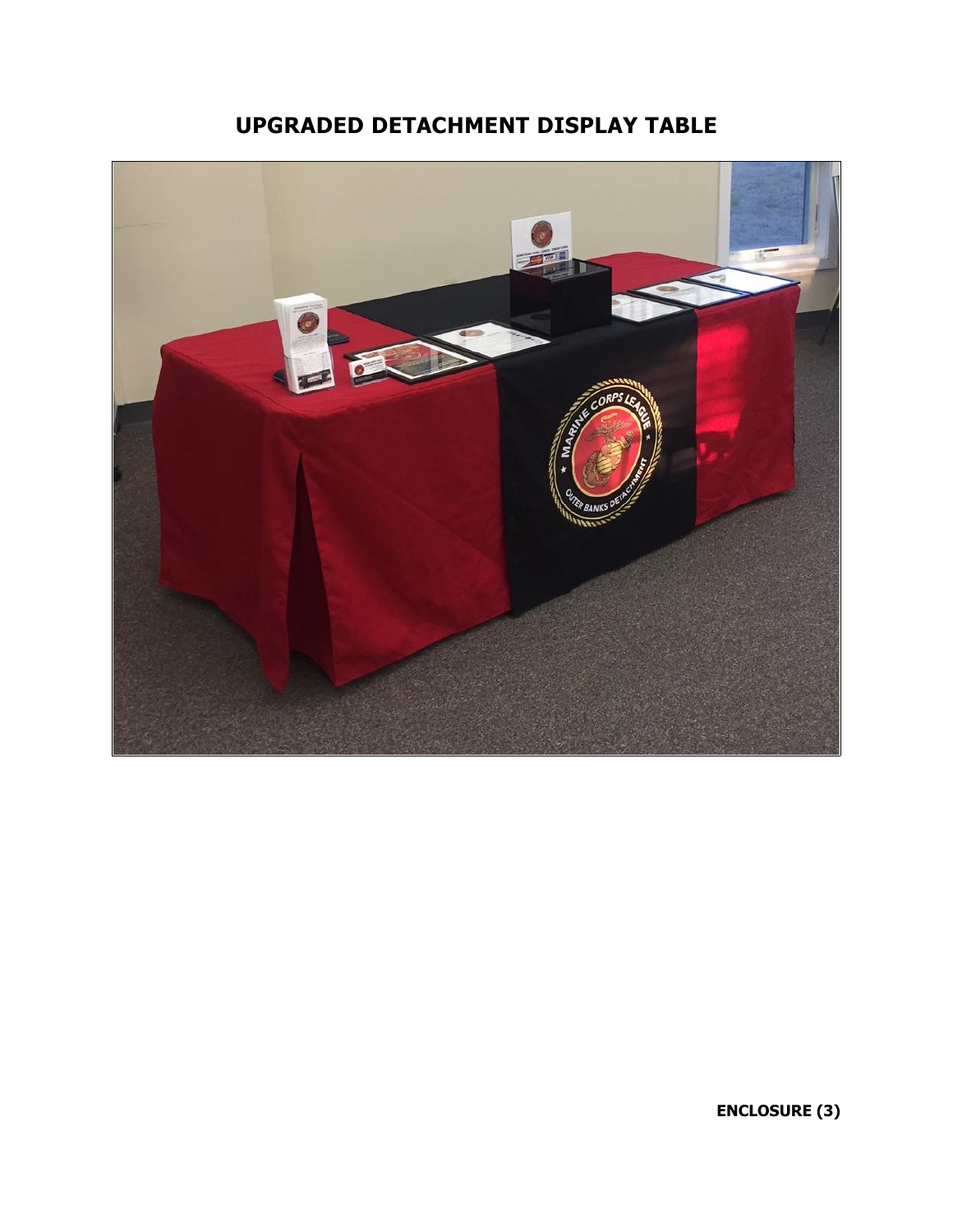# UPGRADED DETACHMENT DISPLAY TABLE

**ENCLOSURE (3)**